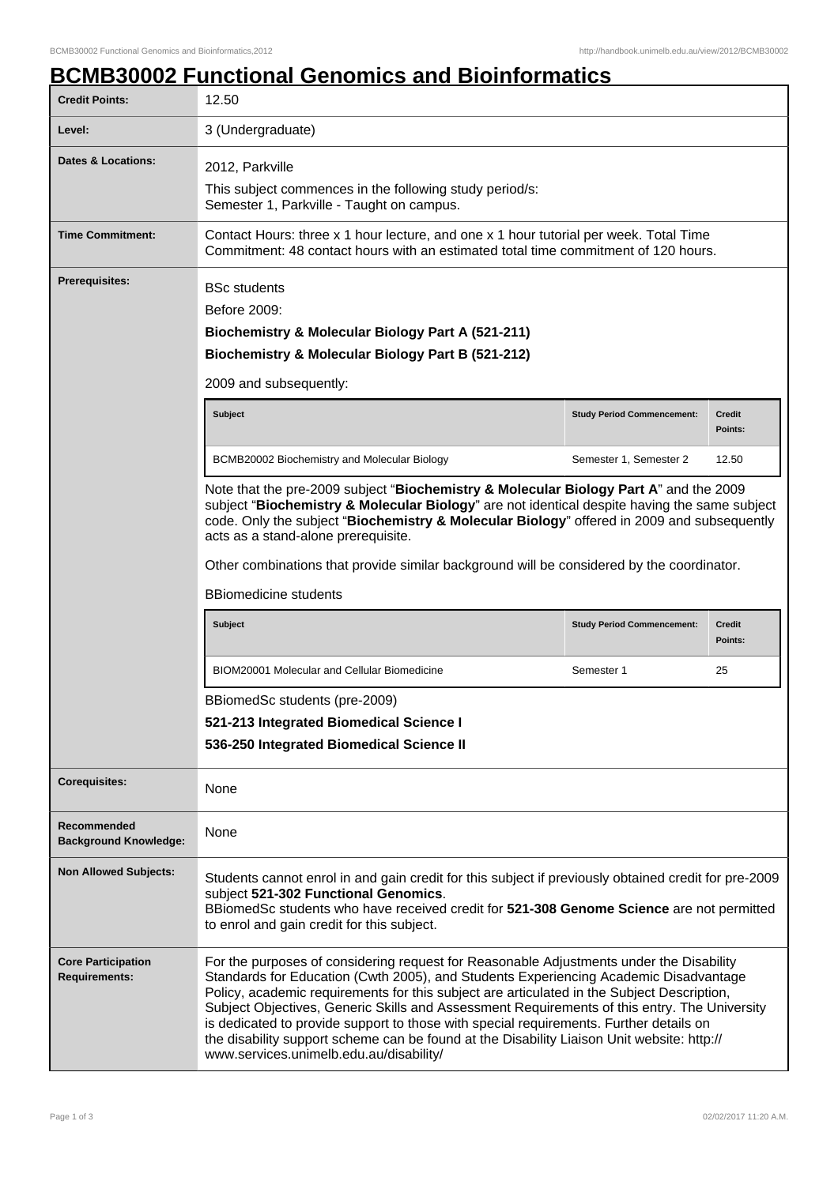# BCMB30002 Functional Genomics and Bioinformatics

| Credit Points: | 12.50 |
|---|---|
| Level: | 3 (Undergraduate) |
| Dates & Locations: | 2012, Parkville<br>This subject commences in the following study period/s:<br>Semester 1, Parkville - Taught on campus. |
| Time Commitment: | Contact Hours: three x 1 hour lecture, and one x 1 hour tutorial per week. Total Time Commitment: 48 contact hours with an estimated total time commitment of 120 hours. |
| Prerequisites: | BSc students<br>Before 2009:<br>**Biochemistry & Molecular Biology Part A (521-211)**<br>**Biochemistry & Molecular Biology Part B (521-212)**<br>2009 and subsequently:<br>Subject: BCMB20002 Biochemistry and Molecular Biology — Study Period Commencement: Semester 1, Semester 2 — Credit Points: 12.50<br>Note that the pre-2009 subject "**Biochemistry & Molecular Biology Part A**" and the 2009 subject "**Biochemistry & Molecular Biology**" are not identical despite having the same subject code. Only the subject "**Biochemistry & Molecular Biology**" offered in 2009 and subsequently acts as a stand-alone prerequisite.<br>Other combinations that provide similar background will be considered by the coordinator.<br>BBiomedicine students<br>Subject: BIOM20001 Molecular and Cellular Biomedicine — Study Period Commencement: Semester 1 — Credit Points: 25<br>BBiomedSc students (pre-2009)<br>**521-213 Integrated Biomedical Science I**<br>**536-250 Integrated Biomedical Science II** |
| Corequisites: | None |
| Recommended Background Knowledge: | None |
| Non Allowed Subjects: | Students cannot enrol in and gain credit for this subject if previously obtained credit for pre-2009 subject **521-302 Functional Genomics**.<br>BBiomedSc students who have received credit for **521-308 Genome Science** are not permitted to enrol and gain credit for this subject. |
| Core Participation Requirements: | For the purposes of considering request for Reasonable Adjustments under the Disability Standards for Education (Cwth 2005), and Students Experiencing Academic Disadvantage Policy, academic requirements for this subject are articulated in the Subject Description, Subject Objectives, Generic Skills and Assessment Requirements of this entry. The University is dedicated to provide support to those with special requirements. Further details on the disability support scheme can be found at the Disability Liaison Unit website: http://www.services.unimelb.edu.au/disability/ |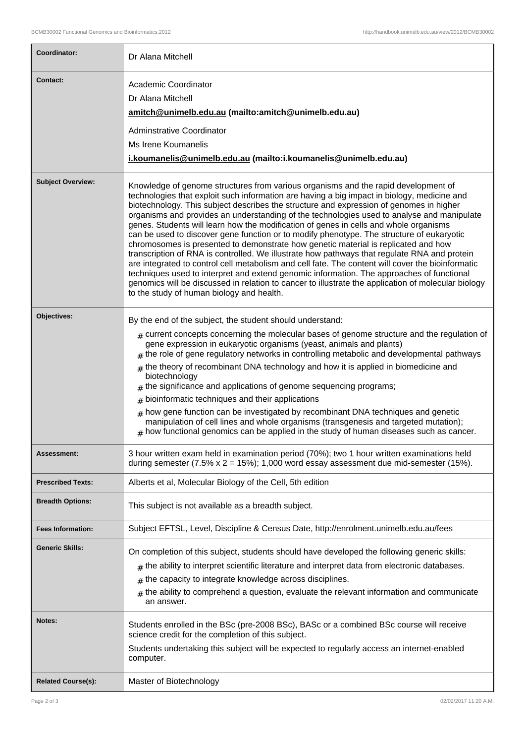| | |
|---|---|
| **Coordinator:** | Dr Alana Mitchell |
| **Contact:** | Academic Coordinator<br>Dr Alana Mitchell<br>**amitch@unimelb.edu.au (mailto:amitch@unimelb.edu.au)**<br>Adminstrative Coordinator<br>Ms Irene Koumanelis<br>**i.koumanelis@unimelb.edu.au (mailto:i.koumanelis@unimelb.edu.au)** |
| **Subject Overview:** | Knowledge of genome structures from various organisms and the rapid development of technologies that exploit such information are having a big impact in biology, medicine and biotechnology. This subject describes the structure and expression of genomes in higher organisms and provides an understanding of the technologies used to analyse and manipulate genes. Students will learn how the modification of genes in cells and whole organisms can be used to discover gene function or to modify phenotype. The structure of eukaryotic chromosomes is presented to demonstrate how genetic material is replicated and how transcription of RNA is controlled. We illustrate how pathways that regulate RNA and protein are integrated to control cell metabolism and cell fate. The content will cover the bioinformatic techniques used to interpret and extend genomic information. The approaches of functional genomics will be discussed in relation to cancer to illustrate the application of molecular biology to the study of human biology and health. |
| **Objectives:** | By the end of the subject, the student should understand:<br># current concepts concerning the molecular bases of genome structure and the regulation of gene expression in eukaryotic organisms (yeast, animals and plants)<br># the role of gene regulatory networks in controlling metabolic and developmental pathways<br># the theory of recombinant DNA technology and how it is applied in biomedicine and biotechnology<br># the significance and applications of genome sequencing programs;<br># bioinformatic techniques and their applications<br># how gene function can be investigated by recombinant DNA techniques and genetic manipulation of cell lines and whole organisms (transgenesis and targeted mutation);<br># how functional genomics can be applied in the study of human diseases such as cancer. |
| **Assessment:** | 3 hour written exam held in examination period (70%); two 1 hour written examinations held during semester (7.5% x 2 = 15%); 1,000 word essay assessment due mid-semester (15%). |
| **Prescribed Texts:** | Alberts et al, Molecular Biology of the Cell, 5th edition |
| **Breadth Options:** | This subject is not available as a breadth subject. |
| **Fees Information:** | Subject EFTSL, Level, Discipline & Census Date, http://enrolment.unimelb.edu.au/fees |
| **Generic Skills:** | On completion of this subject, students should have developed the following generic skills:<br># the ability to interpret scientific literature and interpret data from electronic databases.<br># the capacity to integrate knowledge across disciplines.<br># the ability to comprehend a question, evaluate the relevant information and communicate an answer. |
| **Notes:** | Students enrolled in the BSc (pre-2008 BSc), BASc or a combined BSc course will receive science credit for the completion of this subject.<br>Students undertaking this subject will be expected to regularly access an internet-enabled computer. |
| **Related Course(s):** | Master of Biotechnology |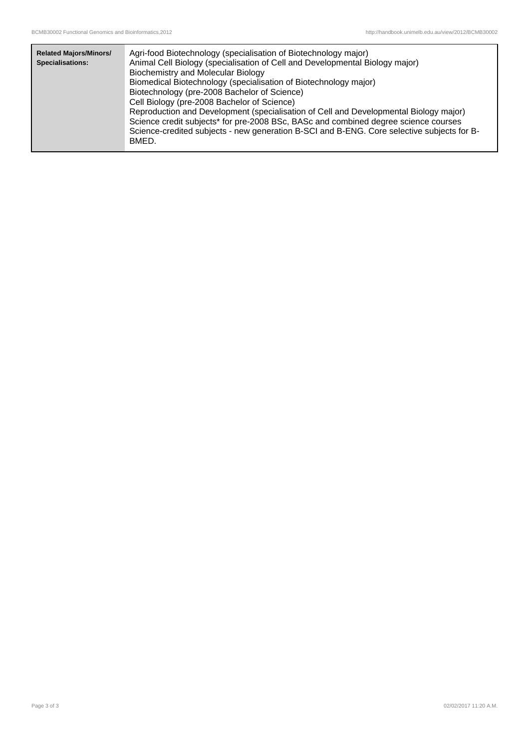| | |
|---|---|
| **Related Majors/Minors/ Specialisations:** | Agri-food Biotechnology (specialisation of Biotechnology major)<br>Animal Cell Biology (specialisation of Cell and Developmental Biology major)<br>Biochemistry and Molecular Biology<br>Biomedical Biotechnology (specialisation of Biotechnology major)<br>Biotechnology (pre-2008 Bachelor of Science)<br>Cell Biology (pre-2008 Bachelor of Science)<br>Reproduction and Development (specialisation of Cell and Developmental Biology major)<br>Science credit subjects* for pre-2008 BSc, BASc and combined degree science courses<br>Science-credited subjects - new generation B-SCI and B-ENG. Core selective subjects for B-BMED. |